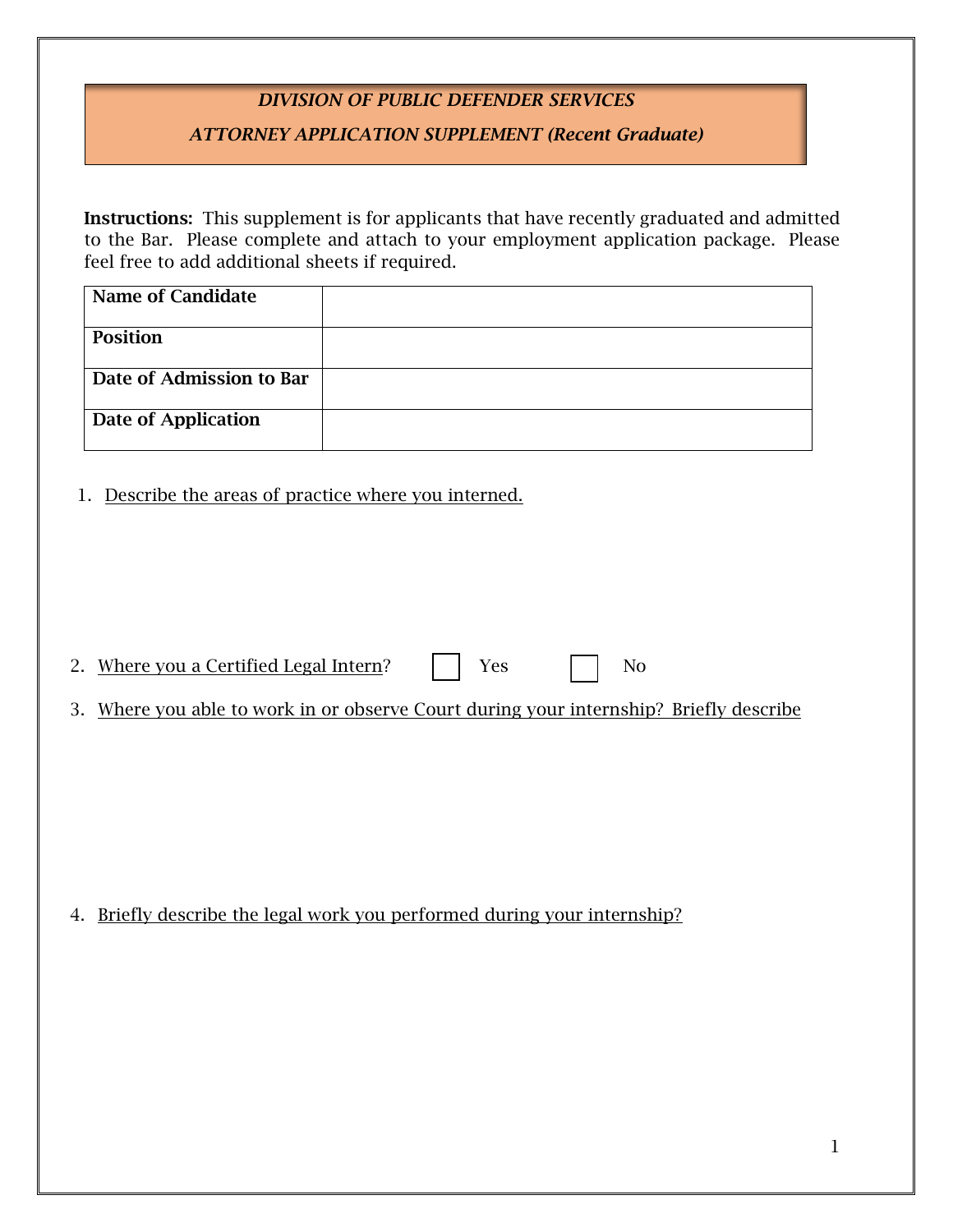***DIVISION OF PUBLIC DEFENDER SERVICES***

***ATTORNEY APPLICATION SUPPLEMENT (Recent Graduate)***

**Instructions:** This supplement is for applicants that have recently graduated and admitted to the Bar. Please complete and attach to your employment application package. Please feel free to add additional sheets if required.

| **Name of Candidate** | |
|---|---|
| **Position** | |
| **Date of Admission to Bar** | |
| **Date of Application** | |

1. Describe the areas of practice where you interned.

2. Where you a Certified Legal Intern? ☐ Yes ☐ No

3. Where you able to work in or observe Court during your internship? Briefly describe

4. Briefly describe the legal work you performed during your internship?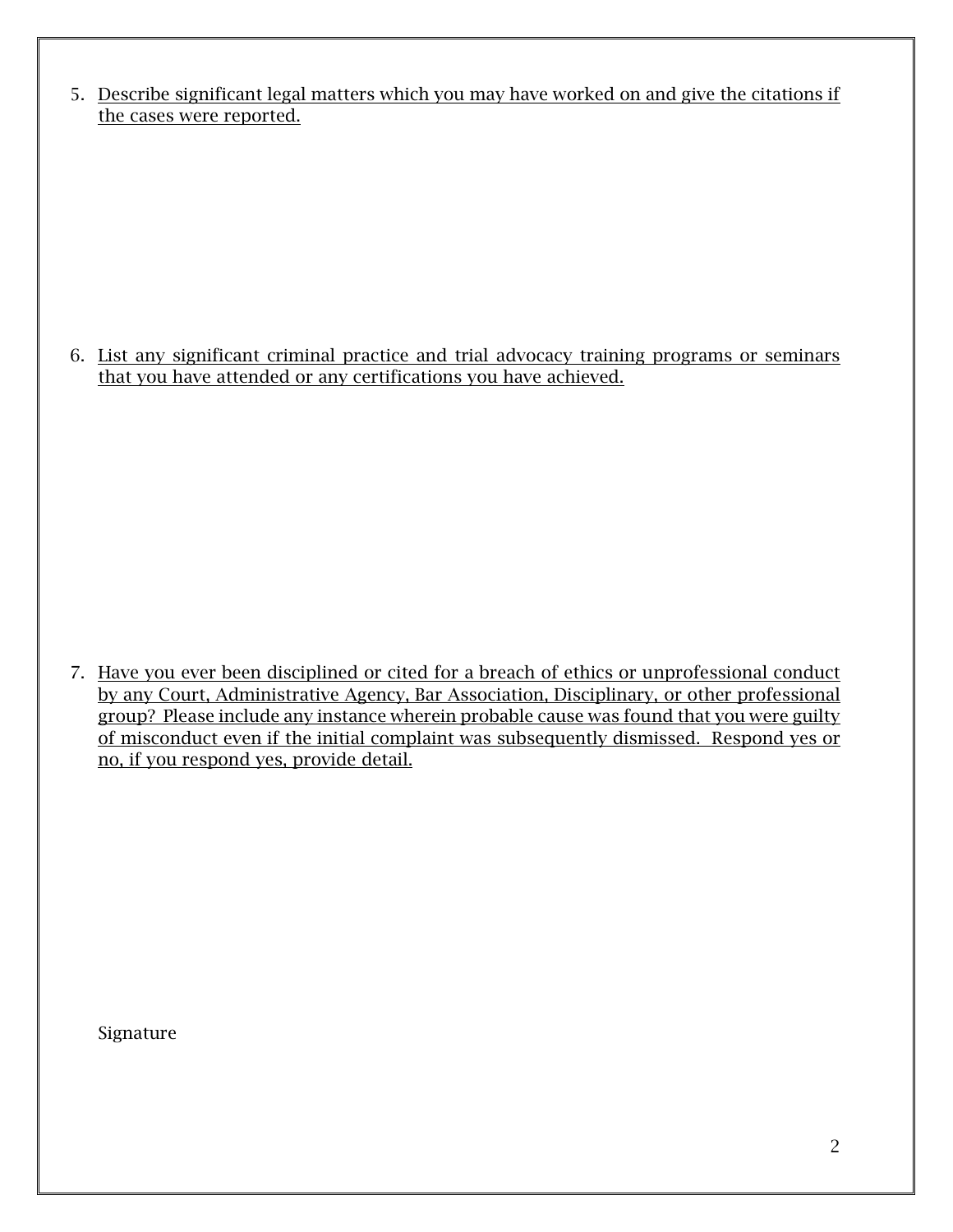5. Describe significant legal matters which you may have worked on and give the citations if the cases were reported.

6. List any significant criminal practice and trial advocacy training programs or seminars that you have attended or any certifications you have achieved.

7. Have you ever been disciplined or cited for a breach of ethics or unprofessional conduct by any Court, Administrative Agency, Bar Association, Disciplinary, or other professional group? Please include any instance wherein probable cause was found that you were guilty of misconduct even if the initial complaint was subsequently dismissed. Respond yes or no, if you respond yes, provide detail.

Signature